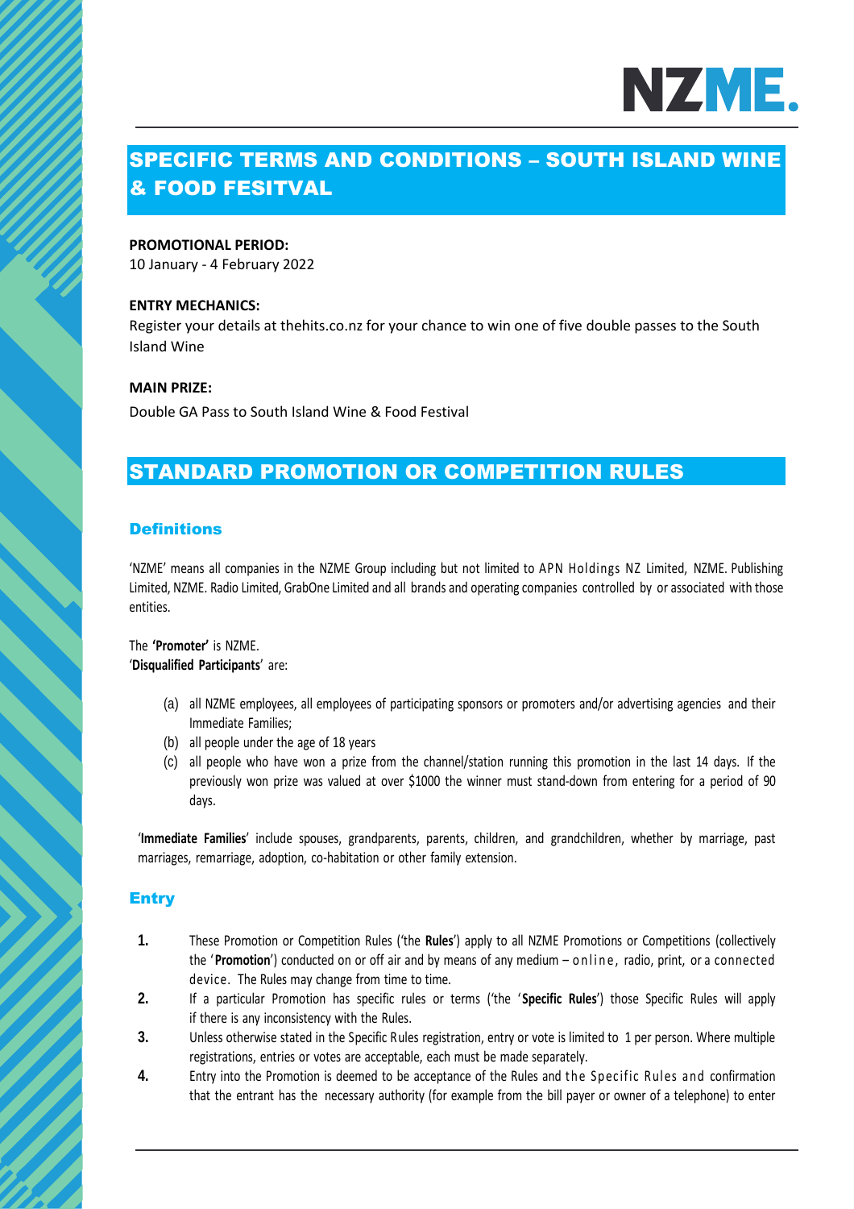# SPECIFIC TERMS AND CONDITIONS – SOUTH ISLAND WINE & FOOD FESITVAL

**PROMOTIONAL PERIOD:**

10 January - 4 February 2022

**ENTRY MECHANICS:**

Register your details at thehits.co.nz for your chance to win one of five double passes to the South Island Wine

**MAIN PRIZE:**

Double GA Pass to South Island Wine & Food Festival

# STANDARD PROMOTION OR COMPETITION RULES

## Definitions

'NZME' means all companies in the NZME Group including but not limited to APN Holdings NZ Limited, NZME. Publishing Limited, NZME. Radio Limited, GrabOne Limited and all brands and operating companies controlled by or associated with those entities.

The **'Promoter'** is NZME.

'**Disqualified Participants**' are:

(a) all NZME employees, all employees of participating sponsors or promoters and/or advertising agencies and their Immediate Families;

(b) all people under the age of 18 years

(c) all people who have won a prize from the channel/station running this promotion in the last 14 days. If the previously won prize was valued at over $1000 the winner must stand-down from entering for a period of 90 days.

'**Immediate Families**' include spouses, grandparents, parents, children, and grandchildren, whether by marriage, past marriages, remarriage, adoption, co-habitation or other family extension.

## Entry

**1.** These Promotion or Competition Rules ('the **Rules**') apply to all NZME Promotions or Competitions (collectively the '**Promotion**') conducted on or off air and by means of any medium – online, radio, print, or a connected device. The Rules may change from time to time.

**2.** If a particular Promotion has specific rules or terms ('the '**Specific Rules**') those Specific Rules will apply if there is any inconsistency with the Rules.

**3.** Unless otherwise stated in the Specific Rules registration, entry or vote is limited to 1 per person. Where multiple registrations, entries or votes are acceptable, each must be made separately.

**4.** Entry into the Promotion is deemed to be acceptance of the Rules and the Specific Rules and confirmation that the entrant has the necessary authority (for example from the bill payer or owner of a telephone) to enter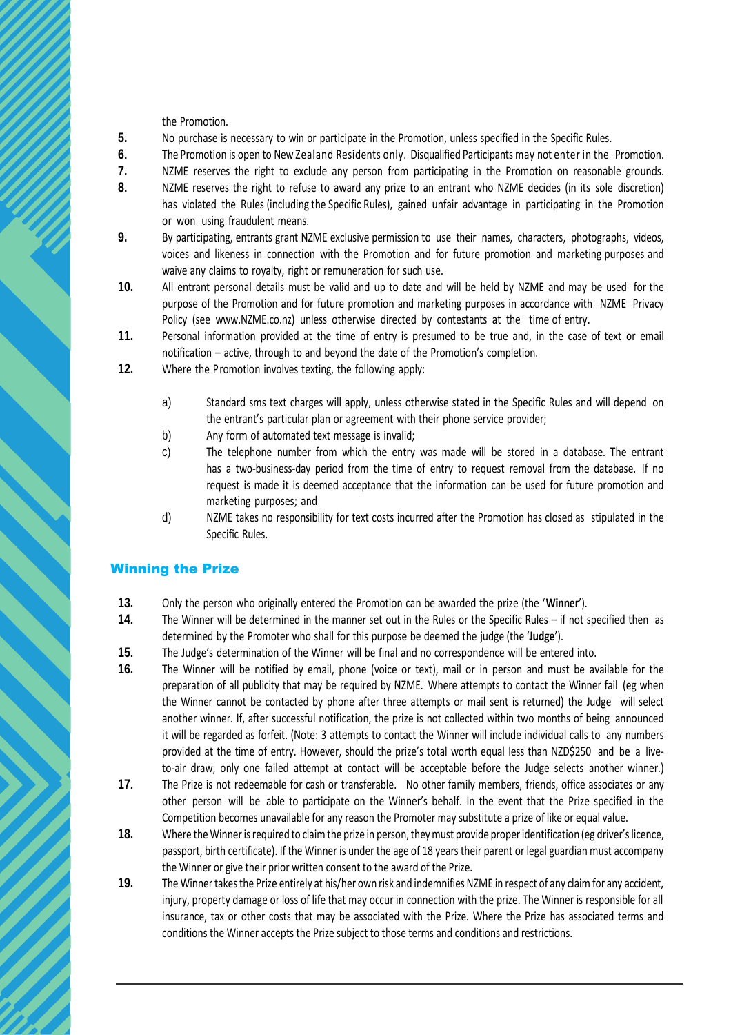the Promotion.

5. No purchase is necessary to win or participate in the Promotion, unless specified in the Specific Rules.
6. The Promotion is open to New Zealand Residents only. Disqualified Participants may not enter in the Promotion.
7. NZME reserves the right to exclude any person from participating in the Promotion on reasonable grounds.
8. NZME reserves the right to refuse to award any prize to an entrant who NZME decides (in its sole discretion) has violated the Rules (including the Specific Rules), gained unfair advantage in participating in the Promotion or won using fraudulent means.
9. By participating, entrants grant NZME exclusive permission to use their names, characters, photographs, videos, voices and likeness in connection with the Promotion and for future promotion and marketing purposes and waive any claims to royalty, right or remuneration for such use.
10. All entrant personal details must be valid and up to date and will be held by NZME and may be used for the purpose of the Promotion and for future promotion and marketing purposes in accordance with NZME Privacy Policy (see www.NZME.co.nz) unless otherwise directed by contestants at the time of entry.
11. Personal information provided at the time of entry is presumed to be true and, in the case of text or email notification – active, through to and beyond the date of the Promotion's completion.
12. Where the Promotion involves texting, the following apply:

    a) Standard sms text charges will apply, unless otherwise stated in the Specific Rules and will depend on the entrant's particular plan or agreement with their phone service provider;
    b) Any form of automated text message is invalid;
    c) The telephone number from which the entry was made will be stored in a database. The entrant has a two-business-day period from the time of entry to request removal from the database. If no request is made it is deemed acceptance that the information can be used for future promotion and marketing purposes; and
    d) NZME takes no responsibility for text costs incurred after the Promotion has closed as stipulated in the Specific Rules.

## Winning the Prize

13. Only the person who originally entered the Promotion can be awarded the prize (the '**Winner**').
14. The Winner will be determined in the manner set out in the Rules or the Specific Rules – if not specified then as determined by the Promoter who shall for this purpose be deemed the judge (the '**Judge**').
15. The Judge's determination of the Winner will be final and no correspondence will be entered into.
16. The Winner will be notified by email, phone (voice or text), mail or in person and must be available for the preparation of all publicity that may be required by NZME. Where attempts to contact the Winner fail (eg when the Winner cannot be contacted by phone after three attempts or mail sent is returned) the Judge will select another winner. If, after successful notification, the prize is not collected within two months of being announced it will be regarded as forfeit. (Note: 3 attempts to contact the Winner will include individual calls to any numbers provided at the time of entry. However, should the prize's total worth equal less than NZD$250 and be a live-to-air draw, only one failed attempt at contact will be acceptable before the Judge selects another winner.)
17. The Prize is not redeemable for cash or transferable. No other family members, friends, office associates or any other person will be able to participate on the Winner's behalf. In the event that the Prize specified in the Competition becomes unavailable for any reason the Promoter may substitute a prize of like or equal value.
18. Where the Winner is required to claim the prize in person, they must provide proper identification (eg driver's licence, passport, birth certificate). If the Winner is under the age of 18 years their parent or legal guardian must accompany the Winner or give their prior written consent to the award of the Prize.
19. The Winner takes the Prize entirely at his/her own risk and indemnifies NZME in respect of any claim for any accident, injury, property damage or loss of life that may occur in connection with the prize. The Winner is responsible for all insurance, tax or other costs that may be associated with the Prize. Where the Prize has associated terms and conditions the Winner accepts the Prize subject to those terms and conditions and restrictions.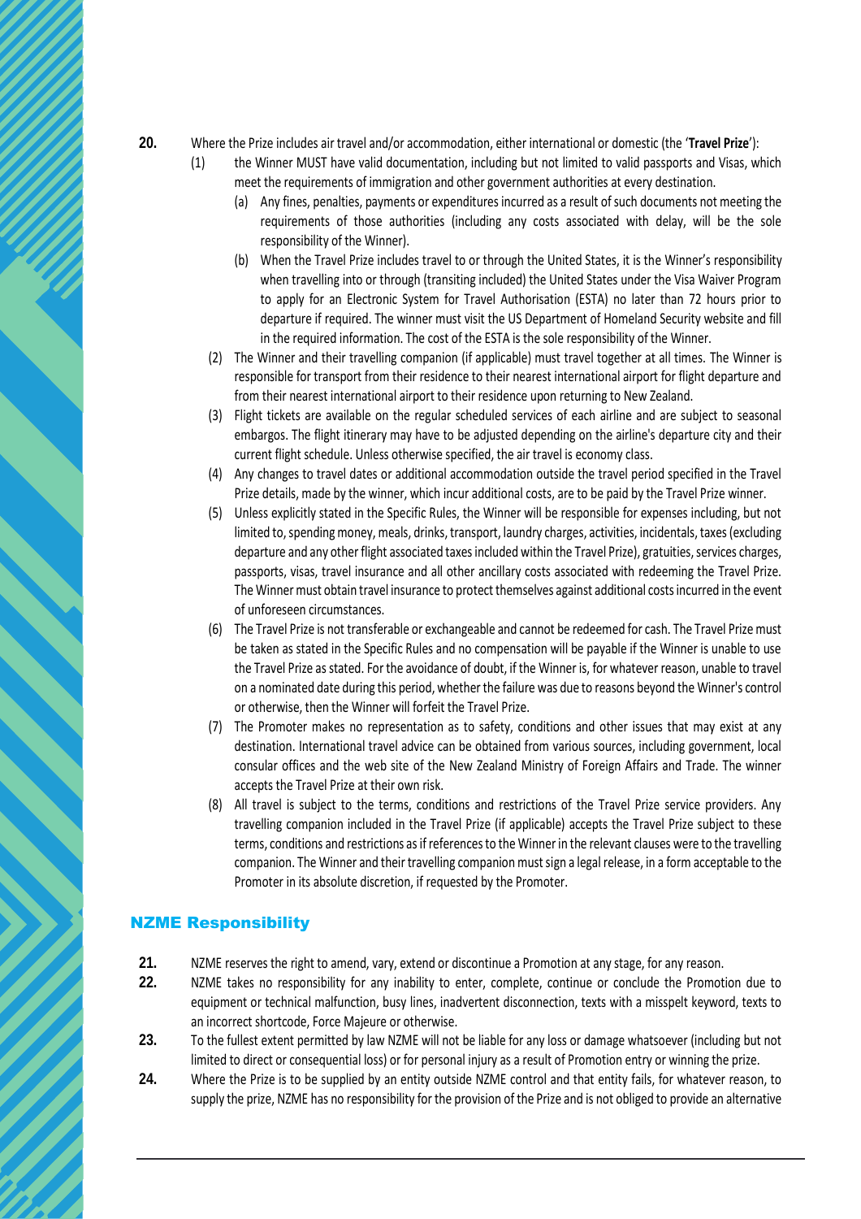**20.** Where the Prize includes air travel and/or accommodation, either international or domestic (the '**Travel Prize**'):

(1) the Winner MUST have valid documentation, including but not limited to valid passports and Visas, which meet the requirements of immigration and other government authorities at every destination.

(a) Any fines, penalties, payments or expenditures incurred as a result of such documents not meeting the requirements of those authorities (including any costs associated with delay, will be the sole responsibility of the Winner).

(b) When the Travel Prize includes travel to or through the United States, it is the Winner's responsibility when travelling into or through (transiting included) the United States under the Visa Waiver Program to apply for an Electronic System for Travel Authorisation (ESTA) no later than 72 hours prior to departure if required. The winner must visit the US Department of Homeland Security website and fill in the required information. The cost of the ESTA is the sole responsibility of the Winner.

(2) The Winner and their travelling companion (if applicable) must travel together at all times. The Winner is responsible for transport from their residence to their nearest international airport for flight departure and from their nearest international airport to their residence upon returning to New Zealand.

(3) Flight tickets are available on the regular scheduled services of each airline and are subject to seasonal embargos. The flight itinerary may have to be adjusted depending on the airline's departure city and their current flight schedule. Unless otherwise specified, the air travel is economy class.

(4) Any changes to travel dates or additional accommodation outside the travel period specified in the Travel Prize details, made by the winner, which incur additional costs, are to be paid by the Travel Prize winner.

(5) Unless explicitly stated in the Specific Rules, the Winner will be responsible for expenses including, but not limited to, spending money, meals, drinks, transport, laundry charges, activities, incidentals, taxes (excluding departure and any other flight associated taxes included within the Travel Prize), gratuities, services charges, passports, visas, travel insurance and all other ancillary costs associated with redeeming the Travel Prize. The Winner must obtain travel insurance to protect themselves against additional costs incurred in the event of unforeseen circumstances.

(6) The Travel Prize is not transferable or exchangeable and cannot be redeemed for cash. The Travel Prize must be taken as stated in the Specific Rules and no compensation will be payable if the Winner is unable to use the Travel Prize as stated. For the avoidance of doubt, if the Winner is, for whatever reason, unable to travel on a nominated date during this period, whether the failure was due to reasons beyond the Winner's control or otherwise, then the Winner will forfeit the Travel Prize.

(7) The Promoter makes no representation as to safety, conditions and other issues that may exist at any destination. International travel advice can be obtained from various sources, including government, local consular offices and the web site of the New Zealand Ministry of Foreign Affairs and Trade. The winner accepts the Travel Prize at their own risk.

(8) All travel is subject to the terms, conditions and restrictions of the Travel Prize service providers. Any travelling companion included in the Travel Prize (if applicable) accepts the Travel Prize subject to these terms, conditions and restrictions as if references to the Winner in the relevant clauses were to the travelling companion. The Winner and their travelling companion must sign a legal release, in a form acceptable to the Promoter in its absolute discretion, if requested by the Promoter.

## NZME Responsibility

**21.** NZME reserves the right to amend, vary, extend or discontinue a Promotion at any stage, for any reason.

**22.** NZME takes no responsibility for any inability to enter, complete, continue or conclude the Promotion due to equipment or technical malfunction, busy lines, inadvertent disconnection, texts with a misspelt keyword, texts to an incorrect shortcode, Force Majeure or otherwise.

**23.** To the fullest extent permitted by law NZME will not be liable for any loss or damage whatsoever (including but not limited to direct or consequential loss) or for personal injury as a result of Promotion entry or winning the prize.

**24.** Where the Prize is to be supplied by an entity outside NZME control and that entity fails, for whatever reason, to supply the prize, NZME has no responsibility for the provision of the Prize and is not obliged to provide an alternative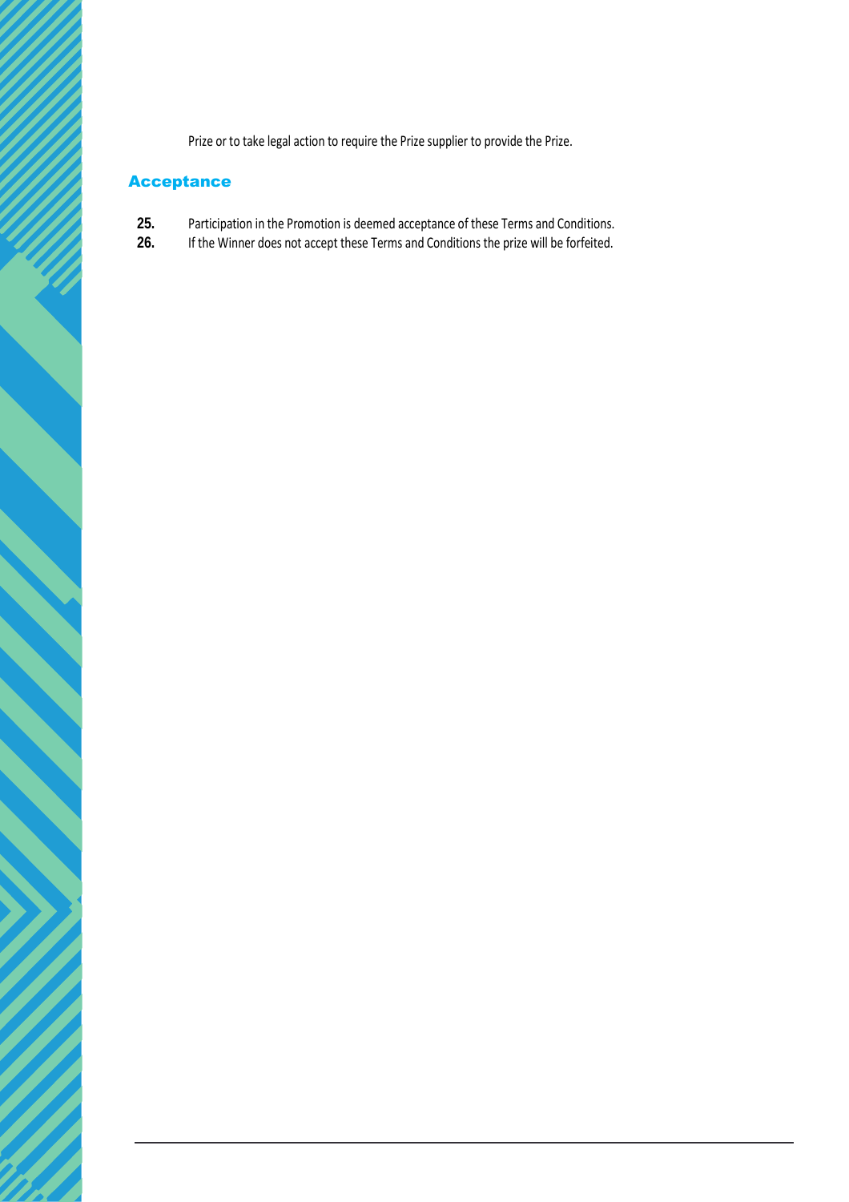Prize or to take legal action to require the Prize supplier to provide the Prize.

## Acceptance

**25.** Participation in the Promotion is deemed acceptance of these Terms and Conditions.

**26.** If the Winner does not accept these Terms and Conditions the prize will be forfeited.